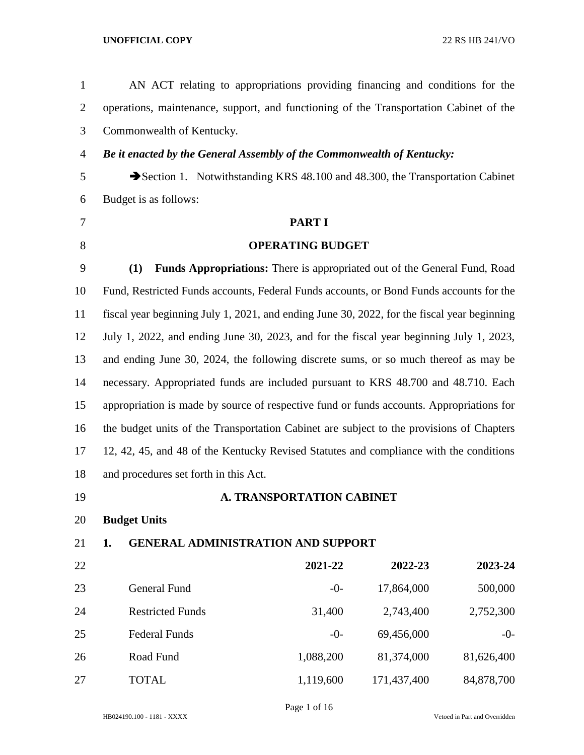AN ACT relating to appropriations providing financing and conditions for the operations, maintenance, support, and functioning of the Transportation Cabinet of the Commonwealth of Kentucky.

***Be it enacted by the General Assembly of the Commonwealth of Kentucky:***

➔Section 1. Notwithstanding KRS 48.100 and 48.300, the Transportation Cabinet Budget is as follows:

## PART I

## OPERATING BUDGET

**(1) Funds Appropriations:** There is appropriated out of the General Fund, Road Fund, Restricted Funds accounts, Federal Funds accounts, or Bond Funds accounts for the fiscal year beginning July 1, 2021, and ending June 30, 2022, for the fiscal year beginning July 1, 2022, and ending June 30, 2023, and for the fiscal year beginning July 1, 2023, and ending June 30, 2024, the following discrete sums, or so much thereof as may be necessary. Appropriated funds are included pursuant to KRS 48.700 and 48.710. Each appropriation is made by source of respective fund or funds accounts. Appropriations for the budget units of the Transportation Cabinet are subject to the provisions of Chapters 12, 42, 45, and 48 of the Kentucky Revised Statutes and compliance with the conditions and procedures set forth in this Act.

### A. TRANSPORTATION CABINET

**Budget Units**

**1. GENERAL ADMINISTRATION AND SUPPORT**

| | **2021-22** | **2022-23** | **2023-24** |
|---|---|---|---|
| General Fund | -0- | 17,864,000 | 500,000 |
| Restricted Funds | 31,400 | 2,743,400 | 2,752,300 |
| Federal Funds | -0- | 69,456,000 | -0- |
| Road Fund | 1,088,200 | 81,374,000 | 81,626,400 |
| TOTAL | 1,119,600 | 171,437,400 | 84,878,700 |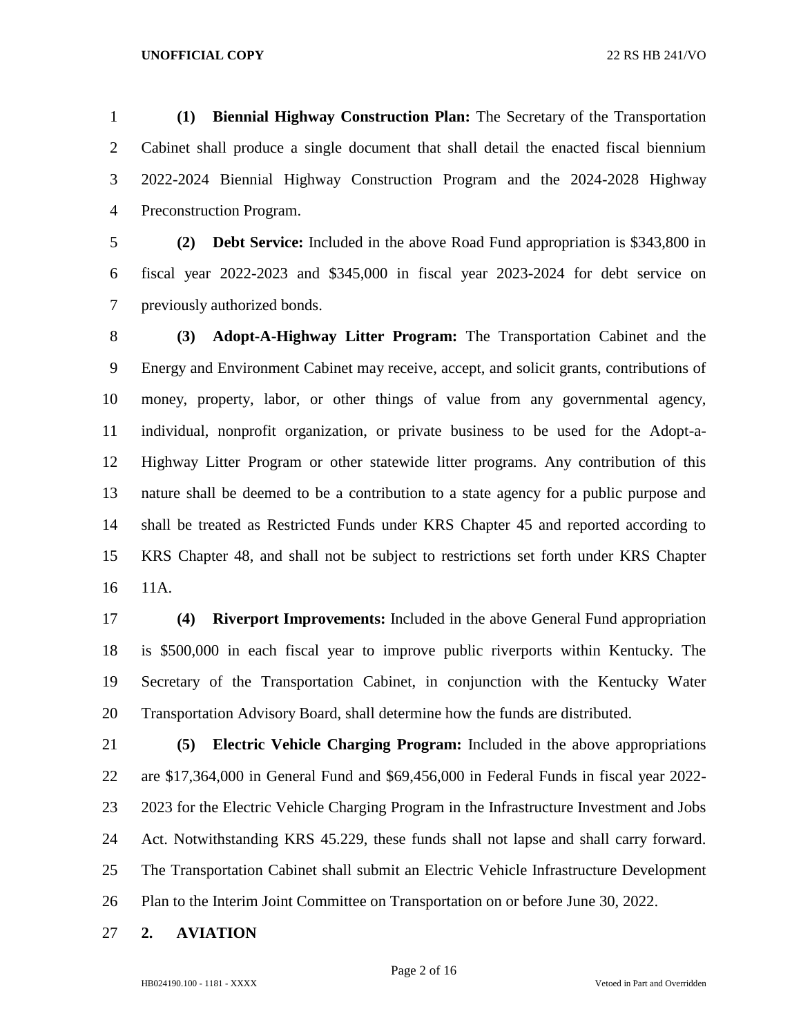**(1) Biennial Highway Construction Plan:** The Secretary of the Transportation Cabinet shall produce a single document that shall detail the enacted fiscal biennium 2022-2024 Biennial Highway Construction Program and the 2024-2028 Highway Preconstruction Program.

**(2) Debt Service:** Included in the above Road Fund appropriation is $343,800 in fiscal year 2022-2023 and $345,000 in fiscal year 2023-2024 for debt service on previously authorized bonds.

**(3) Adopt-A-Highway Litter Program:** The Transportation Cabinet and the Energy and Environment Cabinet may receive, accept, and solicit grants, contributions of money, property, labor, or other things of value from any governmental agency, individual, nonprofit organization, or private business to be used for the Adopt-a-Highway Litter Program or other statewide litter programs. Any contribution of this nature shall be deemed to be a contribution to a state agency for a public purpose and shall be treated as Restricted Funds under KRS Chapter 45 and reported according to KRS Chapter 48, and shall not be subject to restrictions set forth under KRS Chapter 11A.

**(4) Riverport Improvements:** Included in the above General Fund appropriation is $500,000 in each fiscal year to improve public riverports within Kentucky. The Secretary of the Transportation Cabinet, in conjunction with the Kentucky Water Transportation Advisory Board, shall determine how the funds are distributed.

**(5) Electric Vehicle Charging Program:** Included in the above appropriations are $17,364,000 in General Fund and $69,456,000 in Federal Funds in fiscal year 2022-2023 for the Electric Vehicle Charging Program in the Infrastructure Investment and Jobs Act. Notwithstanding KRS 45.229, these funds shall not lapse and shall carry forward. The Transportation Cabinet shall submit an Electric Vehicle Infrastructure Development Plan to the Interim Joint Committee on Transportation on or before June 30, 2022.

**2. AVIATION**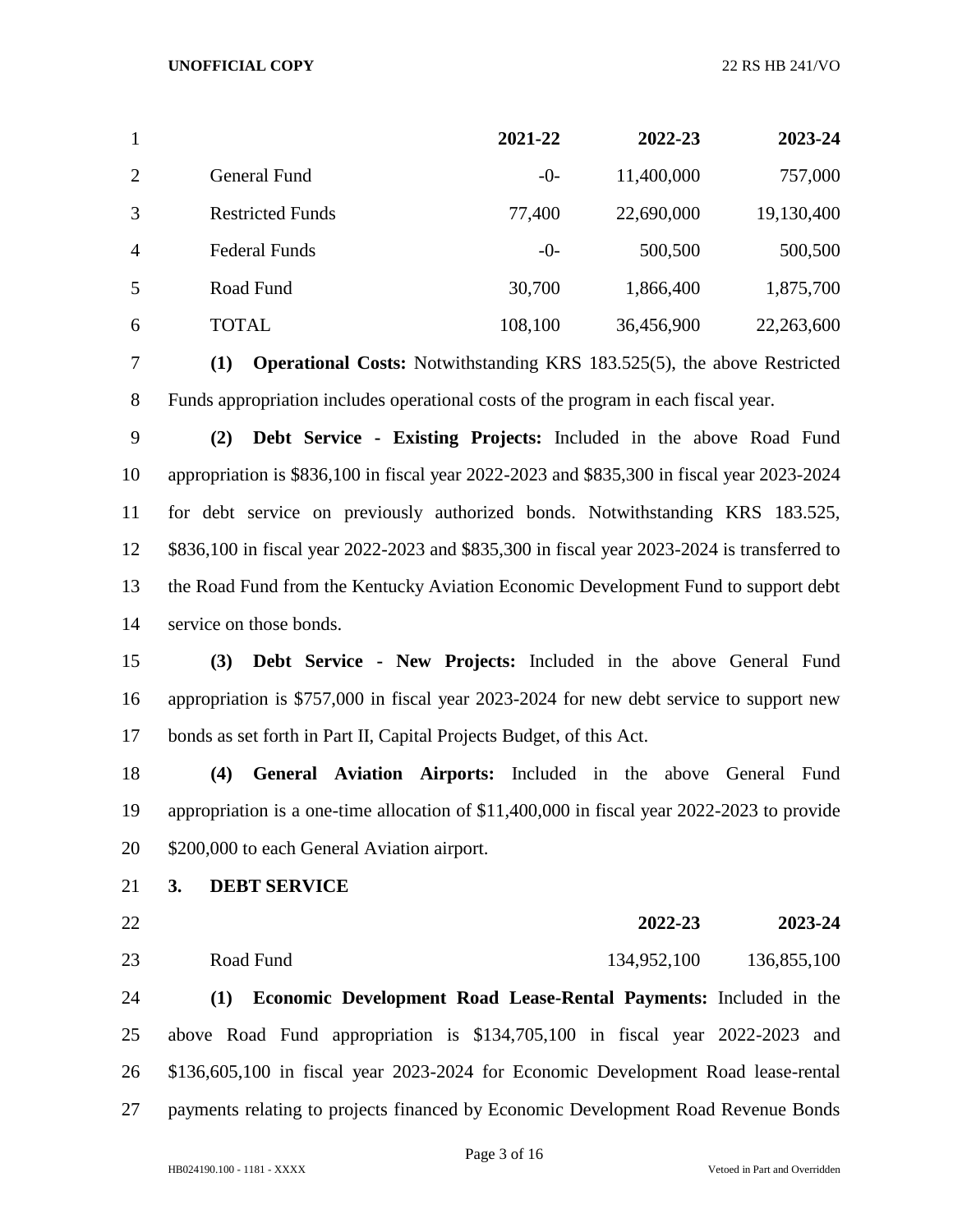| | 2021-22 | 2022-23 | 2023-24 |
|---|---|---|---|
| General Fund | -0- | 11,400,000 | 757,000 |
| Restricted Funds | 77,400 | 22,690,000 | 19,130,400 |
| Federal Funds | -0- | 500,500 | 500,500 |
| Road Fund | 30,700 | 1,866,400 | 1,875,700 |
| TOTAL | 108,100 | 36,456,900 | 22,263,600 |

**(1) Operational Costs:** Notwithstanding KRS 183.525(5), the above Restricted Funds appropriation includes operational costs of the program in each fiscal year.

**(2) Debt Service - Existing Projects:** Included in the above Road Fund appropriation is $836,100 in fiscal year 2022-2023 and $835,300 in fiscal year 2023-2024 for debt service on previously authorized bonds. Notwithstanding KRS 183.525, $836,100 in fiscal year 2022-2023 and $835,300 in fiscal year 2023-2024 is transferred to the Road Fund from the Kentucky Aviation Economic Development Fund to support debt service on those bonds.

**(3) Debt Service - New Projects:** Included in the above General Fund appropriation is $757,000 in fiscal year 2023-2024 for new debt service to support new bonds as set forth in Part II, Capital Projects Budget, of this Act.

**(4) General Aviation Airports:** Included in the above General Fund appropriation is a one-time allocation of $11,400,000 in fiscal year 2022-2023 to provide $200,000 to each General Aviation airport.

**3. DEBT SERVICE**

| | 2022-23 | 2023-24 |
|---|---|---|
| Road Fund | 134,952,100 | 136,855,100 |

**(1) Economic Development Road Lease-Rental Payments:** Included in the above Road Fund appropriation is $134,705,100 in fiscal year 2022-2023 and $136,605,100 in fiscal year 2023-2024 for Economic Development Road lease-rental payments relating to projects financed by Economic Development Road Revenue Bonds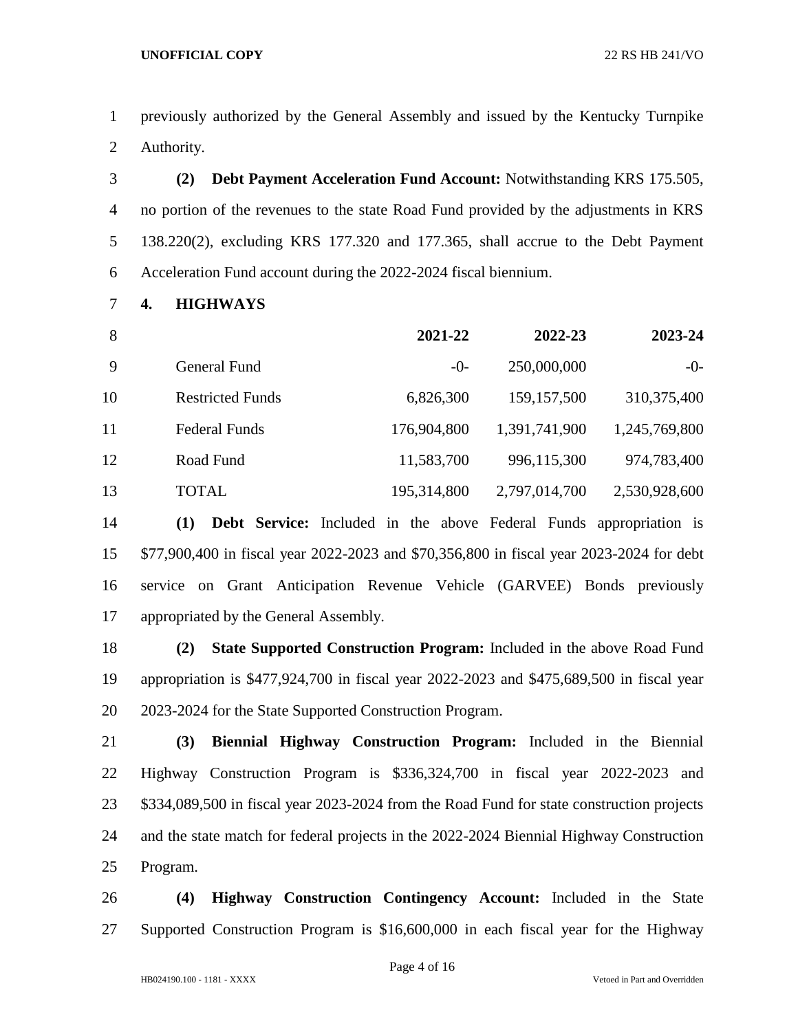previously authorized by the General Assembly and issued by the Kentucky Turnpike Authority.

**(2) Debt Payment Acceleration Fund Account:** Notwithstanding KRS 175.505, no portion of the revenues to the state Road Fund provided by the adjustments in KRS 138.220(2), excluding KRS 177.320 and 177.365, shall accrue to the Debt Payment Acceleration Fund account during the 2022-2024 fiscal biennium.

**4. HIGHWAYS**

| | 2021-22 | 2022-23 | 2023-24 |
|---|---|---|---|
| General Fund | -0- | 250,000,000 | -0- |
| Restricted Funds | 6,826,300 | 159,157,500 | 310,375,400 |
| Federal Funds | 176,904,800 | 1,391,741,900 | 1,245,769,800 |
| Road Fund | 11,583,700 | 996,115,300 | 974,783,400 |
| TOTAL | 195,314,800 | 2,797,014,700 | 2,530,928,600 |

**(1) Debt Service:** Included in the above Federal Funds appropriation is $77,900,400 in fiscal year 2022-2023 and $70,356,800 in fiscal year 2023-2024 for debt service on Grant Anticipation Revenue Vehicle (GARVEE) Bonds previously appropriated by the General Assembly.

**(2) State Supported Construction Program:** Included in the above Road Fund appropriation is $477,924,700 in fiscal year 2022-2023 and $475,689,500 in fiscal year 2023-2024 for the State Supported Construction Program.

**(3) Biennial Highway Construction Program:** Included in the Biennial Highway Construction Program is $336,324,700 in fiscal year 2022-2023 and $334,089,500 in fiscal year 2023-2024 from the Road Fund for state construction projects and the state match for federal projects in the 2022-2024 Biennial Highway Construction Program.

**(4) Highway Construction Contingency Account:** Included in the State Supported Construction Program is $16,600,000 in each fiscal year for the Highway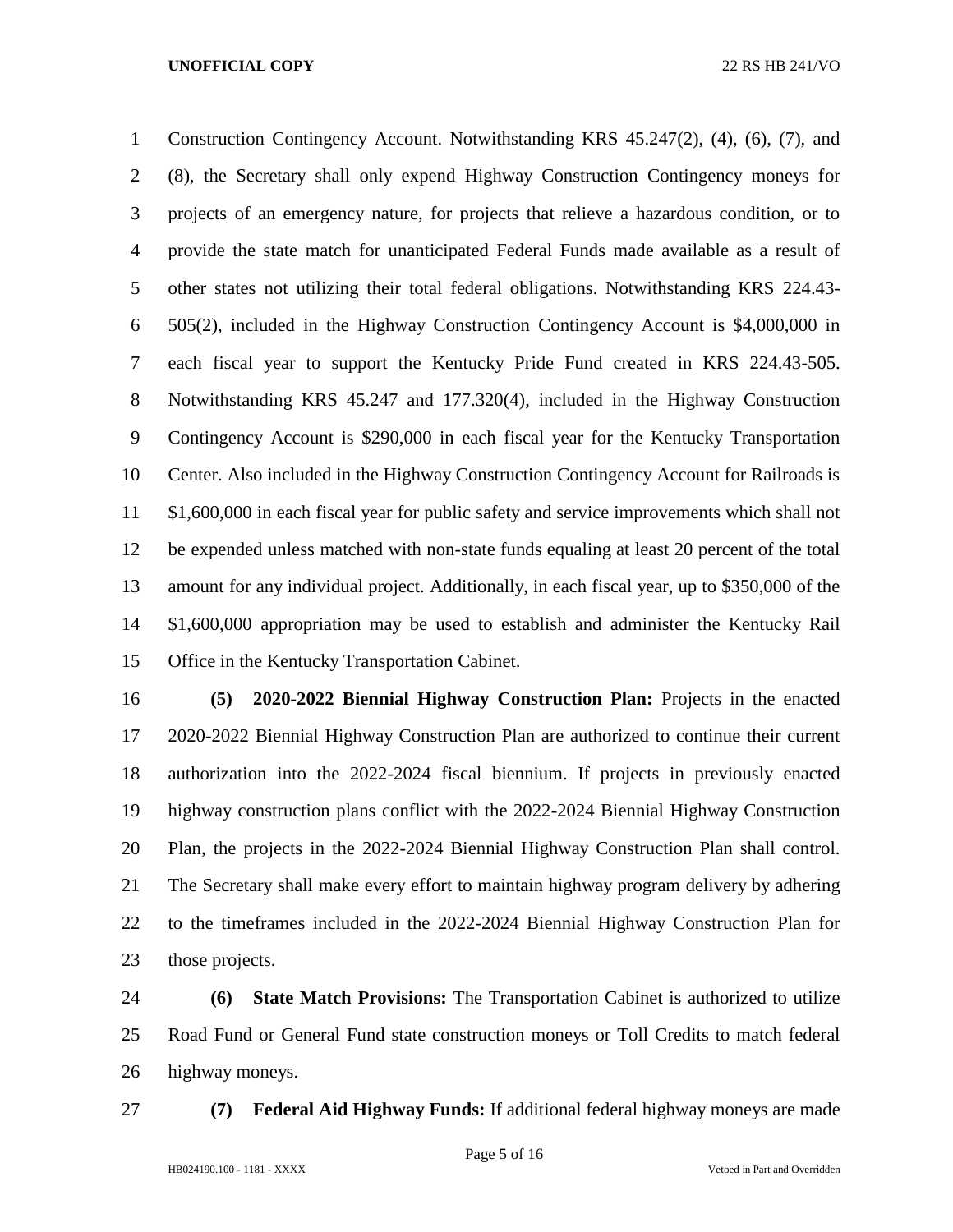Construction Contingency Account. Notwithstanding KRS 45.247(2), (4), (6), (7), and (8), the Secretary shall only expend Highway Construction Contingency moneys for projects of an emergency nature, for projects that relieve a hazardous condition, or to provide the state match for unanticipated Federal Funds made available as a result of other states not utilizing their total federal obligations. Notwithstanding KRS 224.43-505(2), included in the Highway Construction Contingency Account is $4,000,000 in each fiscal year to support the Kentucky Pride Fund created in KRS 224.43-505. Notwithstanding KRS 45.247 and 177.320(4), included in the Highway Construction Contingency Account is $290,000 in each fiscal year for the Kentucky Transportation Center. Also included in the Highway Construction Contingency Account for Railroads is $1,600,000 in each fiscal year for public safety and service improvements which shall not be expended unless matched with non-state funds equaling at least 20 percent of the total amount for any individual project. Additionally, in each fiscal year, up to $350,000 of the $1,600,000 appropriation may be used to establish and administer the Kentucky Rail Office in the Kentucky Transportation Cabinet.

**(5) 2020-2022 Biennial Highway Construction Plan:** Projects in the enacted 2020-2022 Biennial Highway Construction Plan are authorized to continue their current authorization into the 2022-2024 fiscal biennium. If projects in previously enacted highway construction plans conflict with the 2022-2024 Biennial Highway Construction Plan, the projects in the 2022-2024 Biennial Highway Construction Plan shall control. The Secretary shall make every effort to maintain highway program delivery by adhering to the timeframes included in the 2022-2024 Biennial Highway Construction Plan for those projects.

**(6) State Match Provisions:** The Transportation Cabinet is authorized to utilize Road Fund or General Fund state construction moneys or Toll Credits to match federal highway moneys.

**(7) Federal Aid Highway Funds:** If additional federal highway moneys are made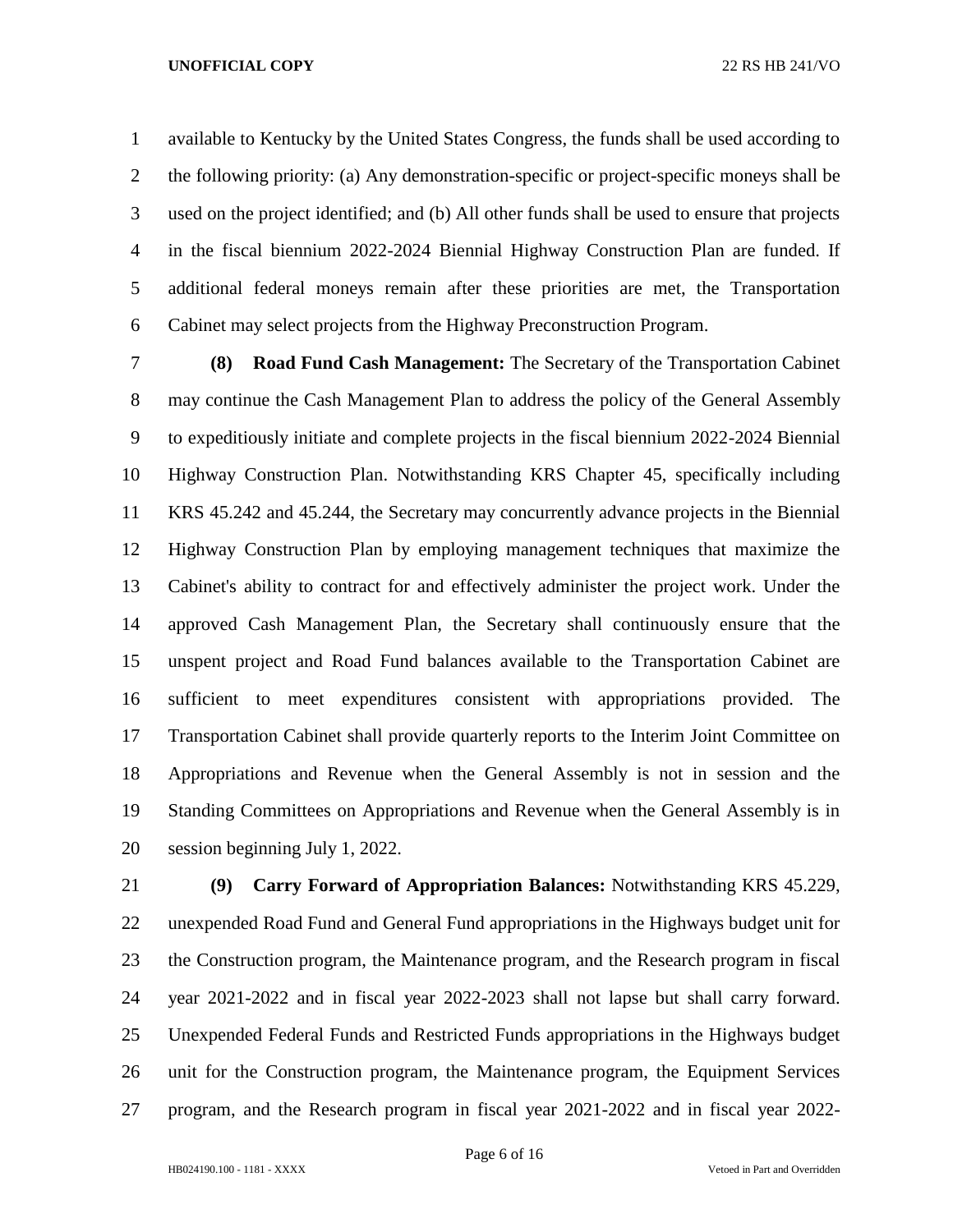available to Kentucky by the United States Congress, the funds shall be used according to the following priority: (a) Any demonstration-specific or project-specific moneys shall be used on the project identified; and (b) All other funds shall be used to ensure that projects in the fiscal biennium 2022-2024 Biennial Highway Construction Plan are funded. If additional federal moneys remain after these priorities are met, the Transportation Cabinet may select projects from the Highway Preconstruction Program.

**(8) Road Fund Cash Management:** The Secretary of the Transportation Cabinet may continue the Cash Management Plan to address the policy of the General Assembly to expeditiously initiate and complete projects in the fiscal biennium 2022-2024 Biennial Highway Construction Plan. Notwithstanding KRS Chapter 45, specifically including KRS 45.242 and 45.244, the Secretary may concurrently advance projects in the Biennial Highway Construction Plan by employing management techniques that maximize the Cabinet's ability to contract for and effectively administer the project work. Under the approved Cash Management Plan, the Secretary shall continuously ensure that the unspent project and Road Fund balances available to the Transportation Cabinet are sufficient to meet expenditures consistent with appropriations provided. The Transportation Cabinet shall provide quarterly reports to the Interim Joint Committee on Appropriations and Revenue when the General Assembly is not in session and the Standing Committees on Appropriations and Revenue when the General Assembly is in session beginning July 1, 2022.

**(9) Carry Forward of Appropriation Balances:** Notwithstanding KRS 45.229, unexpended Road Fund and General Fund appropriations in the Highways budget unit for the Construction program, the Maintenance program, and the Research program in fiscal year 2021-2022 and in fiscal year 2022-2023 shall not lapse but shall carry forward. Unexpended Federal Funds and Restricted Funds appropriations in the Highways budget unit for the Construction program, the Maintenance program, the Equipment Services program, and the Research program in fiscal year 2021-2022 and in fiscal year 2022-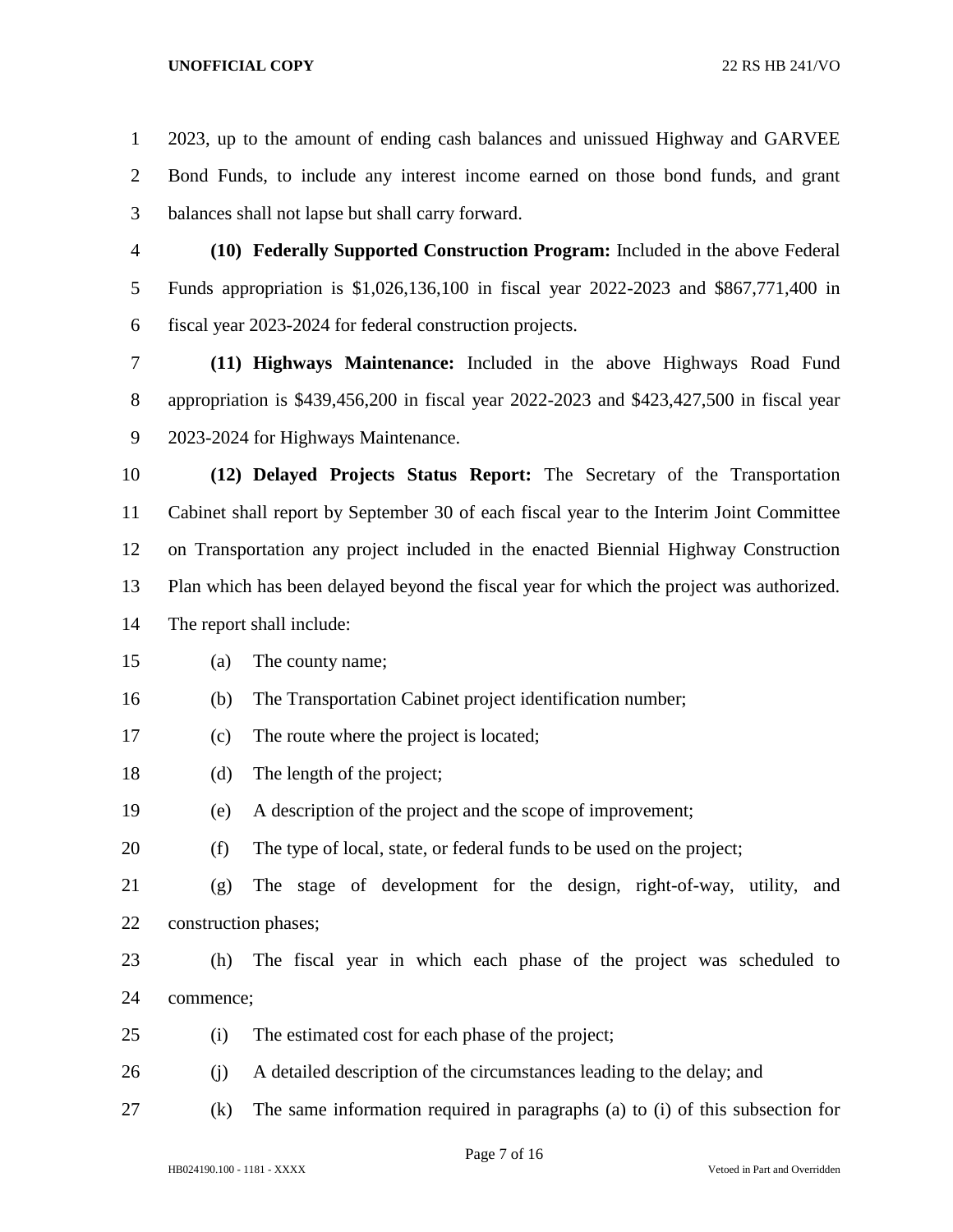2023, up to the amount of ending cash balances and unissued Highway and GARVEE Bond Funds, to include any interest income earned on those bond funds, and grant balances shall not lapse but shall carry forward.

**(10) Federally Supported Construction Program:** Included in the above Federal Funds appropriation is $1,026,136,100 in fiscal year 2022-2023 and $867,771,400 in fiscal year 2023-2024 for federal construction projects.

**(11) Highways Maintenance:** Included in the above Highways Road Fund appropriation is $439,456,200 in fiscal year 2022-2023 and $423,427,500 in fiscal year 2023-2024 for Highways Maintenance.

**(12) Delayed Projects Status Report:** The Secretary of the Transportation Cabinet shall report by September 30 of each fiscal year to the Interim Joint Committee on Transportation any project included in the enacted Biennial Highway Construction Plan which has been delayed beyond the fiscal year for which the project was authorized. The report shall include:

(a) The county name;

(b) The Transportation Cabinet project identification number;

(c) The route where the project is located;

(d) The length of the project;

(e) A description of the project and the scope of improvement;

(f) The type of local, state, or federal funds to be used on the project;

(g) The stage of development for the design, right-of-way, utility, and construction phases;

(h) The fiscal year in which each phase of the project was scheduled to commence;

(i) The estimated cost for each phase of the project;

(j) A detailed description of the circumstances leading to the delay; and

(k) The same information required in paragraphs (a) to (i) of this subsection for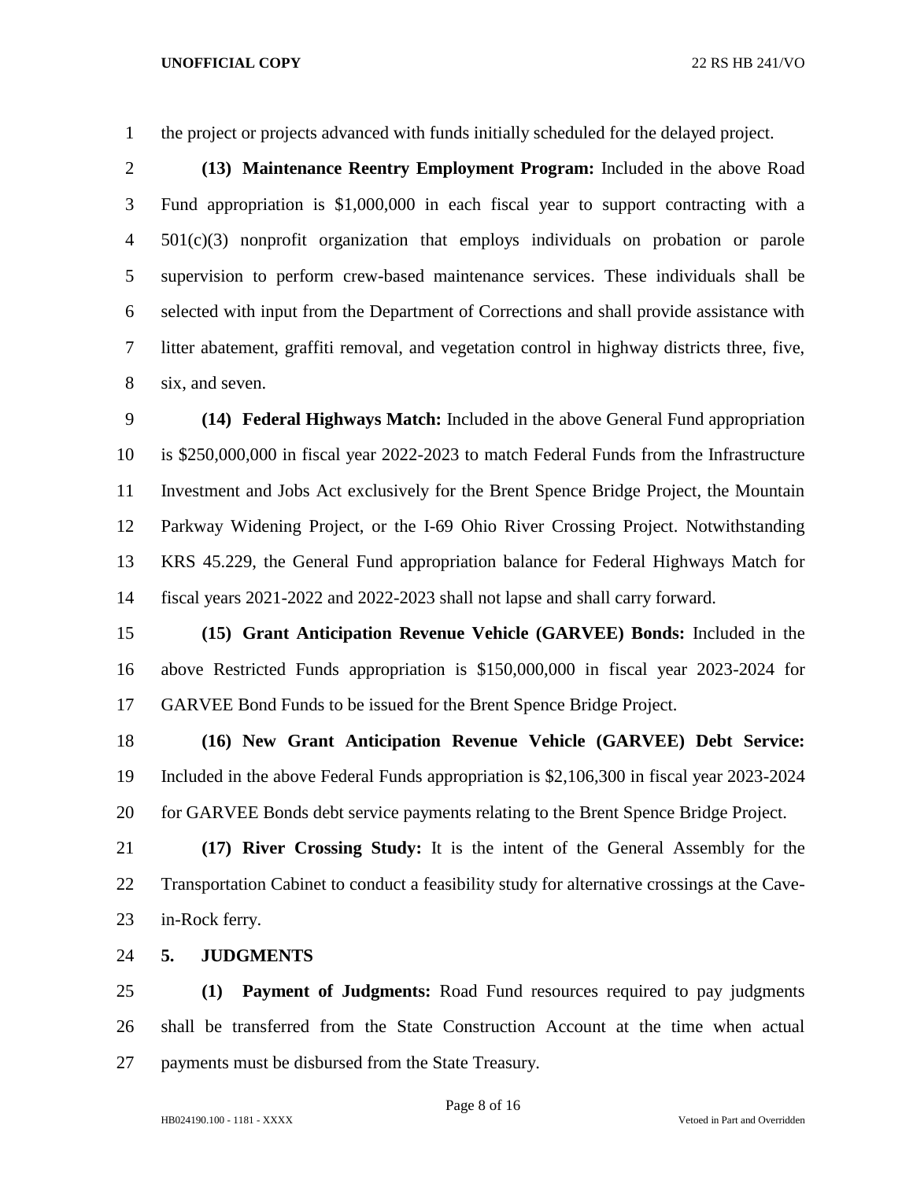the project or projects advanced with funds initially scheduled for the delayed project.

**(13) Maintenance Reentry Employment Program:** Included in the above Road Fund appropriation is $1,000,000 in each fiscal year to support contracting with a 501(c)(3) nonprofit organization that employs individuals on probation or parole supervision to perform crew-based maintenance services. These individuals shall be selected with input from the Department of Corrections and shall provide assistance with litter abatement, graffiti removal, and vegetation control in highway districts three, five, six, and seven.

**(14) Federal Highways Match:** Included in the above General Fund appropriation is $250,000,000 in fiscal year 2022-2023 to match Federal Funds from the Infrastructure Investment and Jobs Act exclusively for the Brent Spence Bridge Project, the Mountain Parkway Widening Project, or the I-69 Ohio River Crossing Project. Notwithstanding KRS 45.229, the General Fund appropriation balance for Federal Highways Match for fiscal years 2021-2022 and 2022-2023 shall not lapse and shall carry forward.

**(15) Grant Anticipation Revenue Vehicle (GARVEE) Bonds:** Included in the above Restricted Funds appropriation is $150,000,000 in fiscal year 2023-2024 for GARVEE Bond Funds to be issued for the Brent Spence Bridge Project.

**(16) New Grant Anticipation Revenue Vehicle (GARVEE) Debt Service:** Included in the above Federal Funds appropriation is $2,106,300 in fiscal year 2023-2024 for GARVEE Bonds debt service payments relating to the Brent Spence Bridge Project.

**(17) River Crossing Study:** It is the intent of the General Assembly for the Transportation Cabinet to conduct a feasibility study for alternative crossings at the Cave-in-Rock ferry.

**5. JUDGMENTS**

**(1) Payment of Judgments:** Road Fund resources required to pay judgments shall be transferred from the State Construction Account at the time when actual payments must be disbursed from the State Treasury.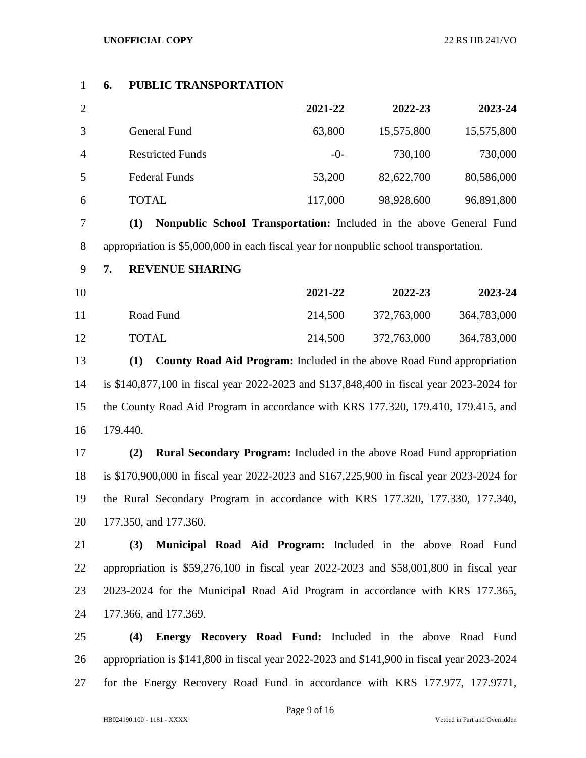**6. PUBLIC TRANSPORTATION**

| | 2021-22 | 2022-23 | 2023-24 |
|---|---|---|---|
| General Fund | 63,800 | 15,575,800 | 15,575,800 |
| Restricted Funds | -0- | 730,100 | 730,000 |
| Federal Funds | 53,200 | 82,622,700 | 80,586,000 |
| TOTAL | 117,000 | 98,928,600 | 96,891,800 |

**(1) Nonpublic School Transportation:** Included in the above General Fund appropriation is $5,000,000 in each fiscal year for nonpublic school transportation.

**7. REVENUE SHARING**

| | 2021-22 | 2022-23 | 2023-24 |
|---|---|---|---|
| Road Fund | 214,500 | 372,763,000 | 364,783,000 |
| TOTAL | 214,500 | 372,763,000 | 364,783,000 |

**(1) County Road Aid Program:** Included in the above Road Fund appropriation is $140,877,100 in fiscal year 2022-2023 and $137,848,400 in fiscal year 2023-2024 for the County Road Aid Program in accordance with KRS 177.320, 179.410, 179.415, and 179.440.

**(2) Rural Secondary Program:** Included in the above Road Fund appropriation is $170,900,000 in fiscal year 2022-2023 and $167,225,900 in fiscal year 2023-2024 for the Rural Secondary Program in accordance with KRS 177.320, 177.330, 177.340, 177.350, and 177.360.

**(3) Municipal Road Aid Program:** Included in the above Road Fund appropriation is $59,276,100 in fiscal year 2022-2023 and $58,001,800 in fiscal year 2023-2024 for the Municipal Road Aid Program in accordance with KRS 177.365, 177.366, and 177.369.

**(4) Energy Recovery Road Fund:** Included in the above Road Fund appropriation is $141,800 in fiscal year 2022-2023 and $141,900 in fiscal year 2023-2024 for the Energy Recovery Road Fund in accordance with KRS 177.977, 177.9771,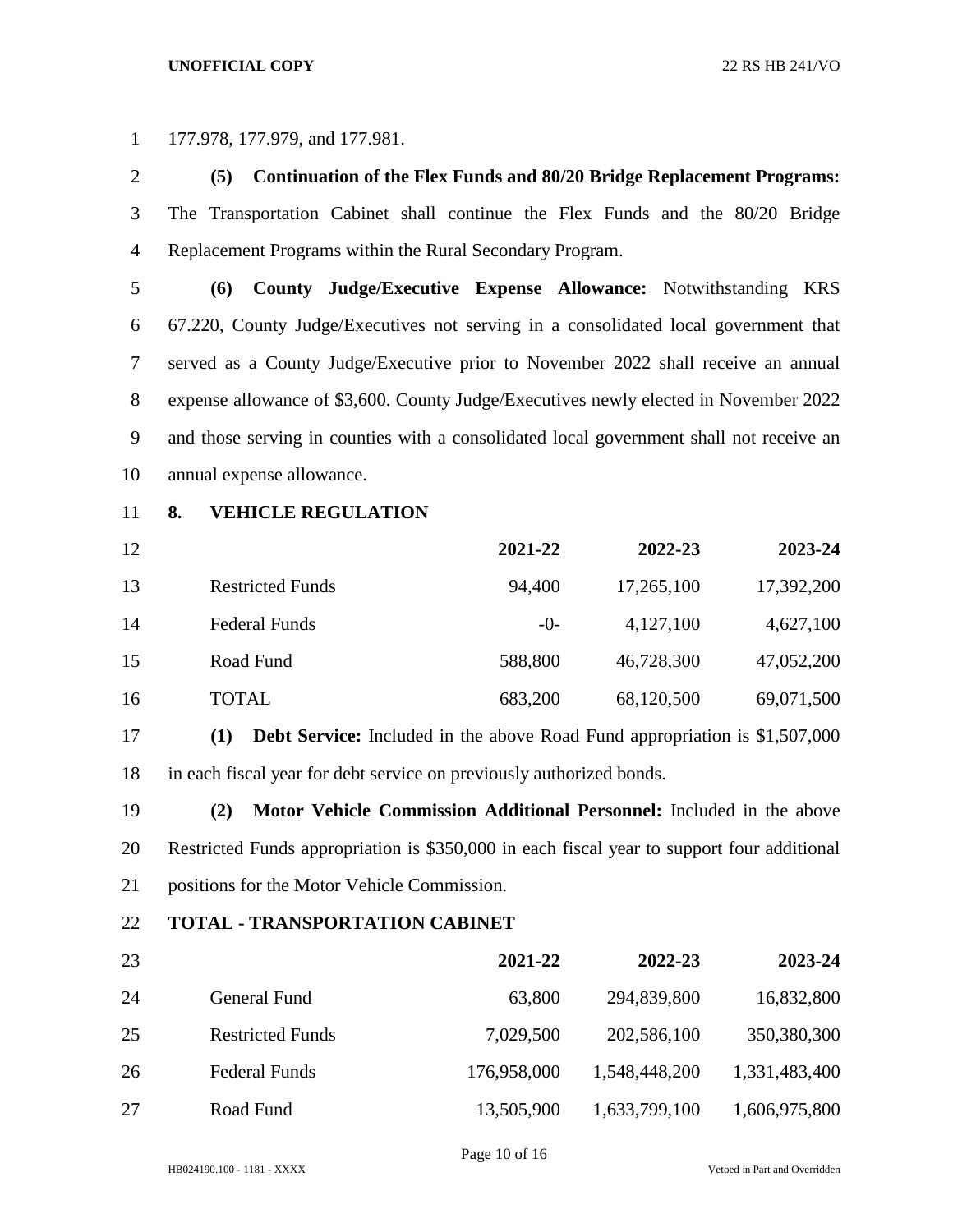177.978, 177.979, and 177.981.

**(5) Continuation of the Flex Funds and 80/20 Bridge Replacement Programs:** The Transportation Cabinet shall continue the Flex Funds and the 80/20 Bridge Replacement Programs within the Rural Secondary Program.

**(6) County Judge/Executive Expense Allowance:** Notwithstanding KRS 67.220, County Judge/Executives not serving in a consolidated local government that served as a County Judge/Executive prior to November 2022 shall receive an annual expense allowance of $3,600. County Judge/Executives newly elected in November 2022 and those serving in counties with a consolidated local government shall not receive an annual expense allowance.

**8. VEHICLE REGULATION**

| | 2021-22 | 2022-23 | 2023-24 |
|---|---|---|---|
| Restricted Funds | 94,400 | 17,265,100 | 17,392,200 |
| Federal Funds | -0- | 4,127,100 | 4,627,100 |
| Road Fund | 588,800 | 46,728,300 | 47,052,200 |
| TOTAL | 683,200 | 68,120,500 | 69,071,500 |

**(1) Debt Service:** Included in the above Road Fund appropriation is $1,507,000 in each fiscal year for debt service on previously authorized bonds.

**(2) Motor Vehicle Commission Additional Personnel:** Included in the above Restricted Funds appropriation is $350,000 in each fiscal year to support four additional positions for the Motor Vehicle Commission.

**TOTAL - TRANSPORTATION CABINET**

| | 2021-22 | 2022-23 | 2023-24 |
|---|---|---|---|
| General Fund | 63,800 | 294,839,800 | 16,832,800 |
| Restricted Funds | 7,029,500 | 202,586,100 | 350,380,300 |
| Federal Funds | 176,958,000 | 1,548,448,200 | 1,331,483,400 |
| Road Fund | 13,505,900 | 1,633,799,100 | 1,606,975,800 |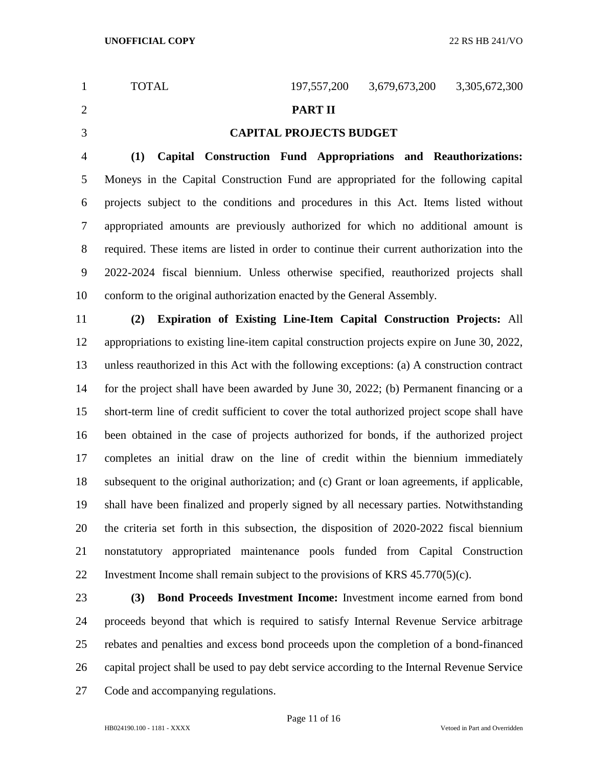| TOTAL | 197,557,200 | 3,679,673,200 | 3,305,672,300 |
|---|---|---|---|

## PART II

## CAPITAL PROJECTS BUDGET

**(1) Capital Construction Fund Appropriations and Reauthorizations:** Moneys in the Capital Construction Fund are appropriated for the following capital projects subject to the conditions and procedures in this Act. Items listed without appropriated amounts are previously authorized for which no additional amount is required. These items are listed in order to continue their current authorization into the 2022-2024 fiscal biennium. Unless otherwise specified, reauthorized projects shall conform to the original authorization enacted by the General Assembly.

**(2) Expiration of Existing Line-Item Capital Construction Projects:** All appropriations to existing line-item capital construction projects expire on June 30, 2022, unless reauthorized in this Act with the following exceptions: (a) A construction contract for the project shall have been awarded by June 30, 2022; (b) Permanent financing or a short-term line of credit sufficient to cover the total authorized project scope shall have been obtained in the case of projects authorized for bonds, if the authorized project completes an initial draw on the line of credit within the biennium immediately subsequent to the original authorization; and (c) Grant or loan agreements, if applicable, shall have been finalized and properly signed by all necessary parties. Notwithstanding the criteria set forth in this subsection, the disposition of 2020-2022 fiscal biennium nonstatutory appropriated maintenance pools funded from Capital Construction Investment Income shall remain subject to the provisions of KRS 45.770(5)(c).

**(3) Bond Proceeds Investment Income:** Investment income earned from bond proceeds beyond that which is required to satisfy Internal Revenue Service arbitrage rebates and penalties and excess bond proceeds upon the completion of a bond-financed capital project shall be used to pay debt service according to the Internal Revenue Service Code and accompanying regulations.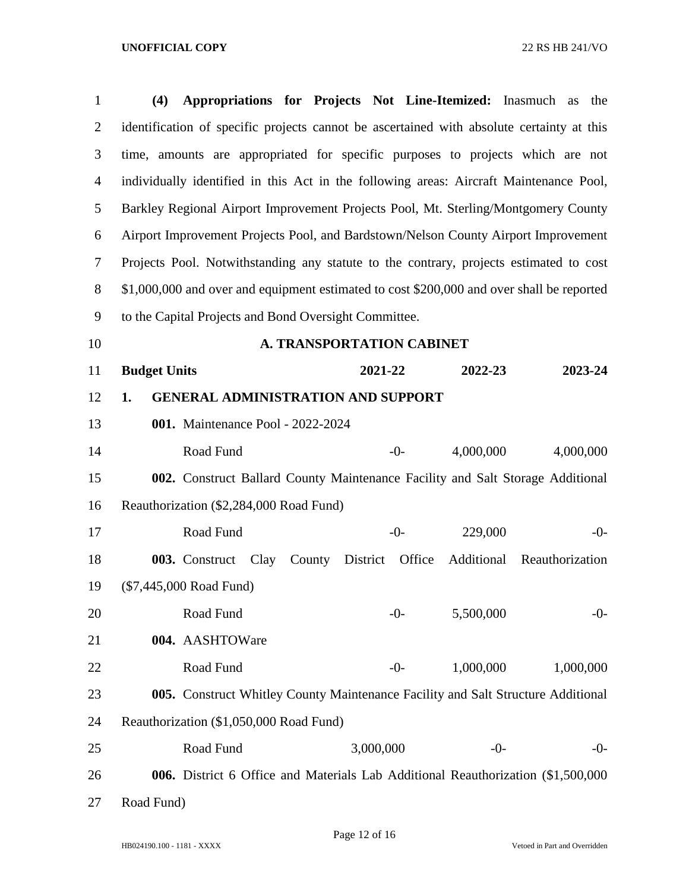**(4) Appropriations for Projects Not Line-Itemized:** Inasmuch as the identification of specific projects cannot be ascertained with absolute certainty at this time, amounts are appropriated for specific purposes to projects which are not individually identified in this Act in the following areas: Aircraft Maintenance Pool, Barkley Regional Airport Improvement Projects Pool, Mt. Sterling/Montgomery County Airport Improvement Projects Pool, and Bardstown/Nelson County Airport Improvement Projects Pool. Notwithstanding any statute to the contrary, projects estimated to cost $1,000,000 and over and equipment estimated to cost $200,000 and over shall be reported to the Capital Projects and Bond Oversight Committee.

## A. TRANSPORTATION CABINET

| Budget Units | 2021-22 | 2022-23 | 2023-24 |
|---|---|---|---|
| **1. GENERAL ADMINISTRATION AND SUPPORT** | | | |
| **001.** Maintenance Pool - 2022-2024 | | | |
| Road Fund | -0- | 4,000,000 | 4,000,000 |
| **002.** Construct Ballard County Maintenance Facility and Salt Storage Additional Reauthorization ($2,284,000 Road Fund) | | | |
| Road Fund | -0- | 229,000 | -0- |
| **003.** Construct Clay County District Office Additional Reauthorization ($7,445,000 Road Fund) | | | |
| Road Fund | -0- | 5,500,000 | -0- |
| **004.** AASHTOWare | | | |
| Road Fund | -0- | 1,000,000 | 1,000,000 |
| **005.** Construct Whitley County Maintenance Facility and Salt Structure Additional Reauthorization ($1,050,000 Road Fund) | | | |
| Road Fund | 3,000,000 | -0- | -0- |
| **006.** District 6 Office and Materials Lab Additional Reauthorization ($1,500,000 Road Fund) | | | |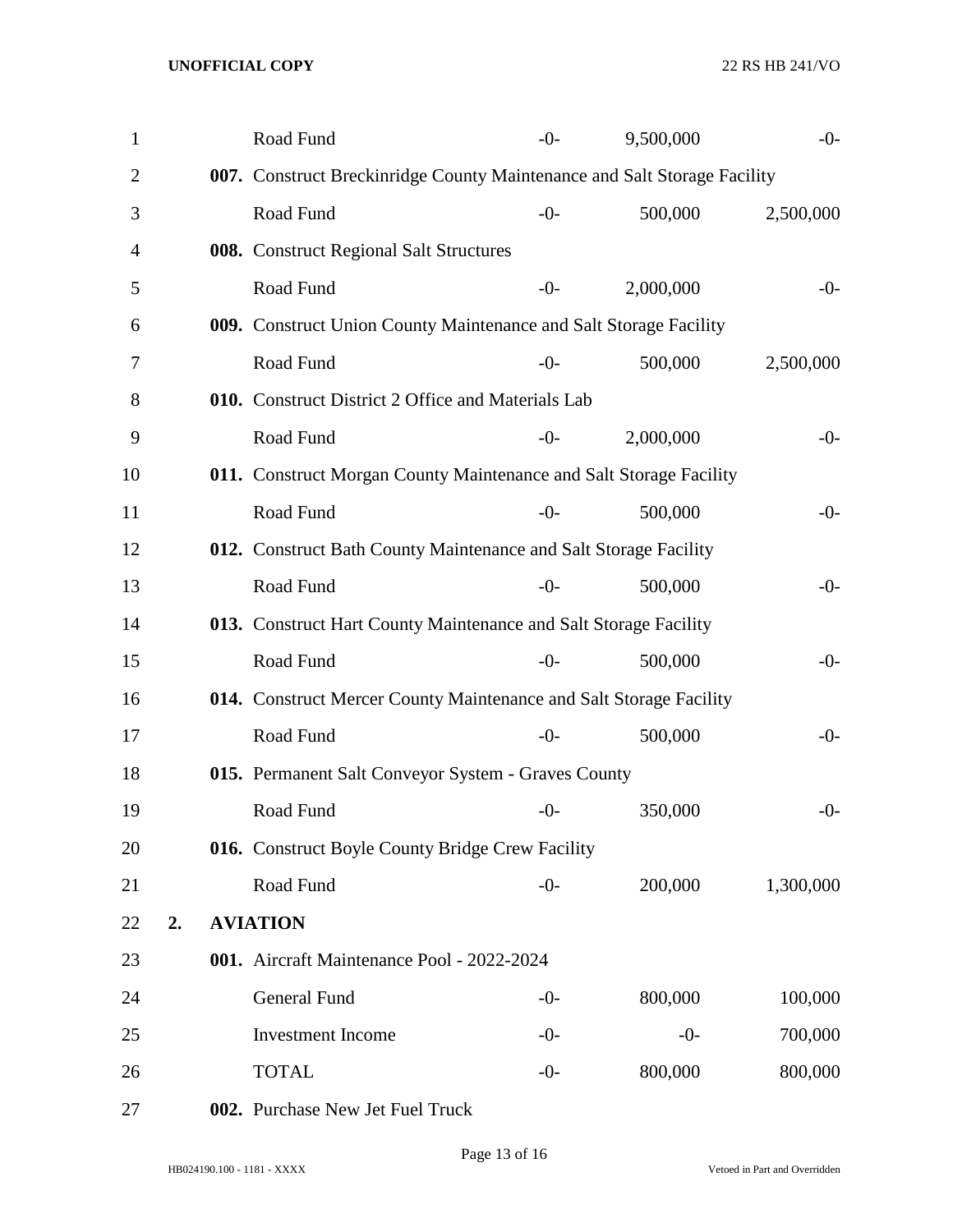| | | | |
|---|---|---|---|
| Road Fund | -0- | 9,500,000 | -0- |
| **007.** Construct Breckinridge County Maintenance and Salt Storage Facility | | | |
| Road Fund | -0- | 500,000 | 2,500,000 |
| **008.** Construct Regional Salt Structures | | | |
| Road Fund | -0- | 2,000,000 | -0- |
| **009.** Construct Union County Maintenance and Salt Storage Facility | | | |
| Road Fund | -0- | 500,000 | 2,500,000 |
| **010.** Construct District 2 Office and Materials Lab | | | |
| Road Fund | -0- | 2,000,000 | -0- |
| **011.** Construct Morgan County Maintenance and Salt Storage Facility | | | |
| Road Fund | -0- | 500,000 | -0- |
| **012.** Construct Bath County Maintenance and Salt Storage Facility | | | |
| Road Fund | -0- | 500,000 | -0- |
| **013.** Construct Hart County Maintenance and Salt Storage Facility | | | |
| Road Fund | -0- | 500,000 | -0- |
| **014.** Construct Mercer County Maintenance and Salt Storage Facility | | | |
| Road Fund | -0- | 500,000 | -0- |
| **015.** Permanent Salt Conveyor System - Graves County | | | |
| Road Fund | -0- | 350,000 | -0- |
| **016.** Construct Boyle County Bridge Crew Facility | | | |
| Road Fund | -0- | 200,000 | 1,300,000 |

**2. AVIATION**

| | | | |
|---|---|---|---|
| **001.** Aircraft Maintenance Pool - 2022-2024 | | | |
| General Fund | -0- | 800,000 | 100,000 |
| Investment Income | -0- | -0- | 700,000 |
| TOTAL | -0- | 800,000 | 800,000 |
| **002.** Purchase New Jet Fuel Truck | | | |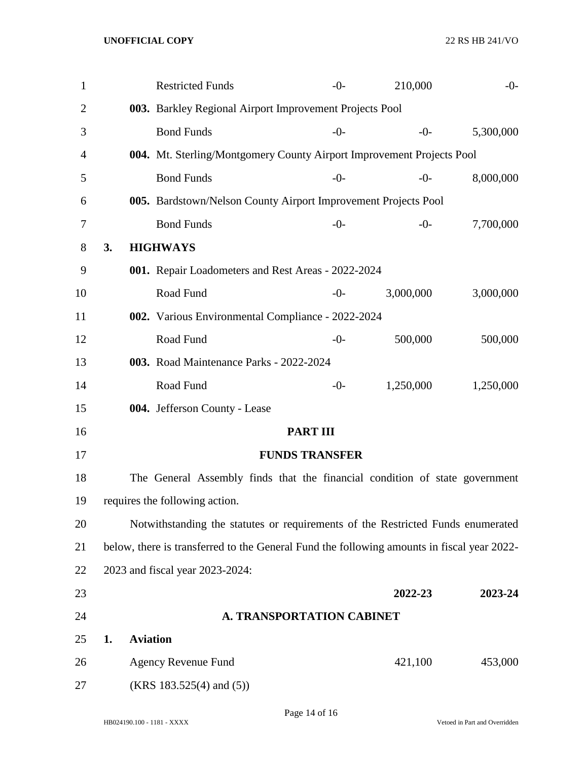| | | | |
|---|---|---|---|
| Restricted Funds | -0- | 210,000 | -0- |
| **003.** Barkley Regional Airport Improvement Projects Pool | | | |
| Bond Funds | -0- | -0- | 5,300,000 |
| **004.** Mt. Sterling/Montgomery County Airport Improvement Projects Pool | | | |
| Bond Funds | -0- | -0- | 8,000,000 |
| **005.** Bardstown/Nelson County Airport Improvement Projects Pool | | | |
| Bond Funds | -0- | -0- | 7,700,000 |

**3. HIGHWAYS**

| | | | |
|---|---|---|---|
| **001.** Repair Loadometers and Rest Areas - 2022-2024 | | | |
| Road Fund | -0- | 3,000,000 | 3,000,000 |
| **002.** Various Environmental Compliance - 2022-2024 | | | |
| Road Fund | -0- | 500,000 | 500,000 |
| **003.** Road Maintenance Parks - 2022-2024 | | | |
| Road Fund | -0- | 1,250,000 | 1,250,000 |

**004.** Jefferson County - Lease

## PART III

## FUNDS TRANSFER

The General Assembly finds that the financial condition of state government requires the following action.

Notwithstanding the statutes or requirements of the Restricted Funds enumerated below, there is transferred to the General Fund the following amounts in fiscal year 2022-2023 and fiscal year 2023-2024:

### A. TRANSPORTATION CABINET

**1. Aviation**

| | 2022-23 | 2023-24 |
|---|---|---|
| Agency Revenue Fund (KRS 183.525(4) and (5)) | 421,100 | 453,000 |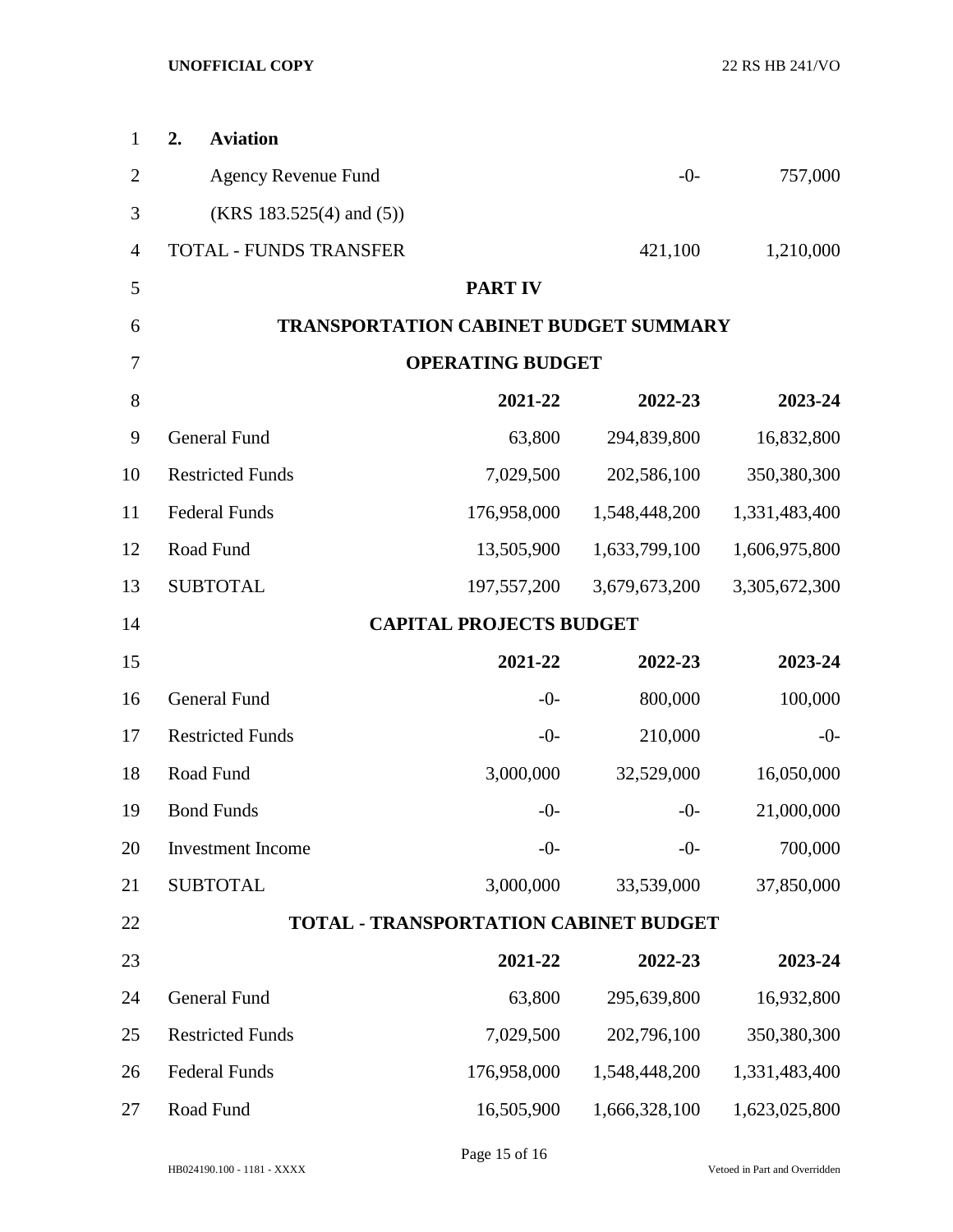**2. Aviation**

| | | |
|---|---|---|
| Agency Revenue Fund (KRS 183.525(4) and (5)) | -0- | 757,000 |
| TOTAL - FUNDS TRANSFER | 421,100 | 1,210,000 |

## PART IV

## TRANSPORTATION CABINET BUDGET SUMMARY

### OPERATING BUDGET

| | 2021-22 | 2022-23 | 2023-24 |
|---|---|---|---|
| General Fund | 63,800 | 294,839,800 | 16,832,800 |
| Restricted Funds | 7,029,500 | 202,586,100 | 350,380,300 |
| Federal Funds | 176,958,000 | 1,548,448,200 | 1,331,483,400 |
| Road Fund | 13,505,900 | 1,633,799,100 | 1,606,975,800 |
| SUBTOTAL | 197,557,200 | 3,679,673,200 | 3,305,672,300 |

### CAPITAL PROJECTS BUDGET

| | 2021-22 | 2022-23 | 2023-24 |
|---|---|---|---|
| General Fund | -0- | 800,000 | 100,000 |
| Restricted Funds | -0- | 210,000 | -0- |
| Road Fund | 3,000,000 | 32,529,000 | 16,050,000 |
| Bond Funds | -0- | -0- | 21,000,000 |
| Investment Income | -0- | -0- | 700,000 |
| SUBTOTAL | 3,000,000 | 33,539,000 | 37,850,000 |

### TOTAL - TRANSPORTATION CABINET BUDGET

| | 2021-22 | 2022-23 | 2023-24 |
|---|---|---|---|
| General Fund | 63,800 | 295,639,800 | 16,932,800 |
| Restricted Funds | 7,029,500 | 202,796,100 | 350,380,300 |
| Federal Funds | 176,958,000 | 1,548,448,200 | 1,331,483,400 |
| Road Fund | 16,505,900 | 1,666,328,100 | 1,623,025,800 |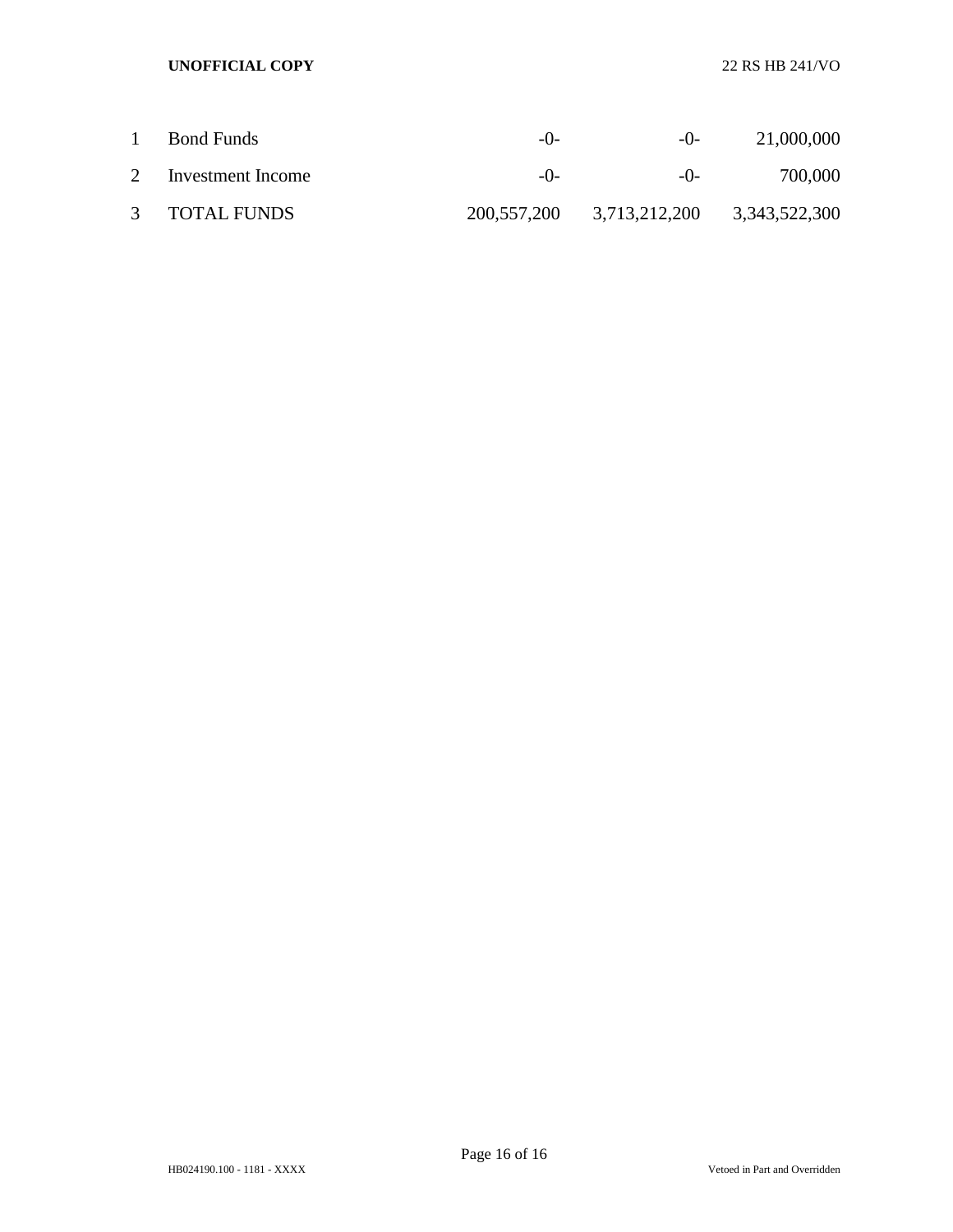| | | | |
|---|---|---|---|
| Bond Funds | -0- | -0- | 21,000,000 |
| Investment Income | -0- | -0- | 700,000 |
| TOTAL FUNDS | 200,557,200 | 3,713,212,200 | 3,343,522,300 |